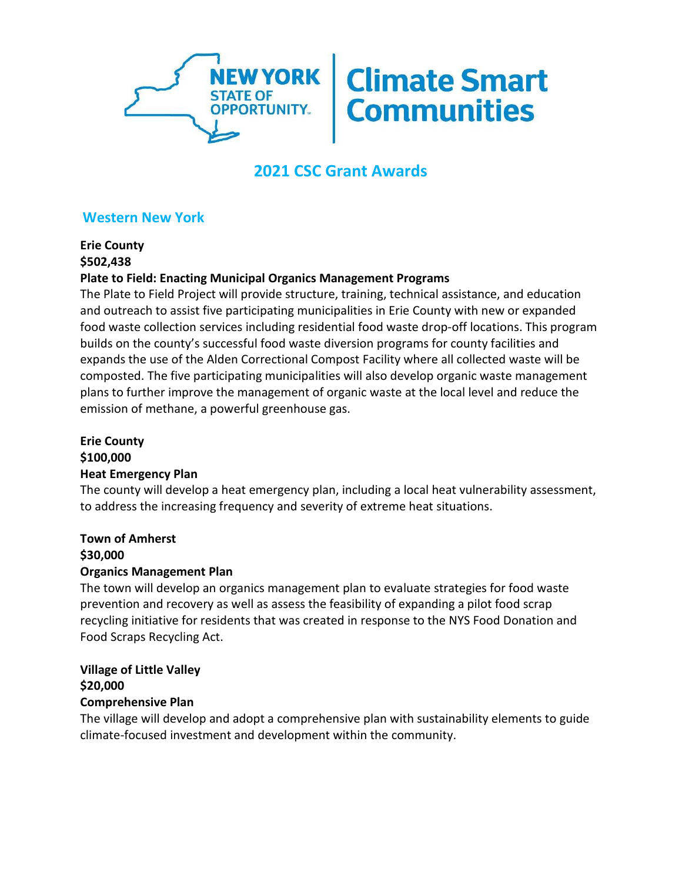# 2021 CSC Grant Awards

## Western New York

**Erie County**
**$502,438**
**Plate to Field: Enacting Municipal Organics Management Programs**

The Plate to Field Project will provide structure, training, technical assistance, and education and outreach to assist five participating municipalities in Erie County with new or expanded food waste collection services including residential food waste drop-off locations. This program builds on the county's successful food waste diversion programs for county facilities and expands the use of the Alden Correctional Compost Facility where all collected waste will be composted. The five participating municipalities will also develop organic waste management plans to further improve the management of organic waste at the local level and reduce the emission of methane, a powerful greenhouse gas.

**Erie County**
**$100,000**
**Heat Emergency Plan**

The county will develop a heat emergency plan, including a local heat vulnerability assessment, to address the increasing frequency and severity of extreme heat situations.

**Town of Amherst**
**$30,000**
**Organics Management Plan**

The town will develop an organics management plan to evaluate strategies for food waste prevention and recovery as well as assess the feasibility of expanding a pilot food scrap recycling initiative for residents that was created in response to the NYS Food Donation and Food Scraps Recycling Act.

**Village of Little Valley**
**$20,000**
**Comprehensive Plan**

The village will develop and adopt a comprehensive plan with sustainability elements to guide climate-focused investment and development within the community.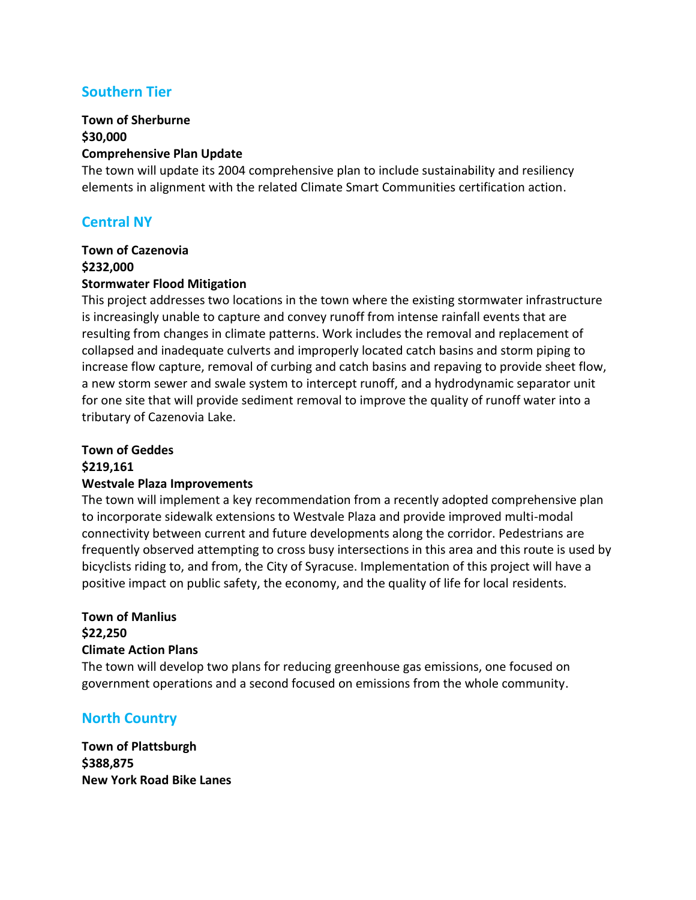## Southern Tier

**Town of Sherburne**
**$30,000**
**Comprehensive Plan Update**

The town will update its 2004 comprehensive plan to include sustainability and resiliency elements in alignment with the related Climate Smart Communities certification action.

## Central NY

**Town of Cazenovia**
**$232,000**
**Stormwater Flood Mitigation**

This project addresses two locations in the town where the existing stormwater infrastructure is increasingly unable to capture and convey runoff from intense rainfall events that are resulting from changes in climate patterns. Work includes the removal and replacement of collapsed and inadequate culverts and improperly located catch basins and storm piping to increase flow capture, removal of curbing and catch basins and repaving to provide sheet flow, a new storm sewer and swale system to intercept runoff, and a hydrodynamic separator unit for one site that will provide sediment removal to improve the quality of runoff water into a tributary of Cazenovia Lake.

**Town of Geddes**
**$219,161**
**Westvale Plaza Improvements**

The town will implement a key recommendation from a recently adopted comprehensive plan to incorporate sidewalk extensions to Westvale Plaza and provide improved multi-modal connectivity between current and future developments along the corridor. Pedestrians are frequently observed attempting to cross busy intersections in this area and this route is used by bicyclists riding to, and from, the City of Syracuse. Implementation of this project will have a positive impact on public safety, the economy, and the quality of life for local residents.

**Town of Manlius**
**$22,250**
**Climate Action Plans**

The town will develop two plans for reducing greenhouse gas emissions, one focused on government operations and a second focused on emissions from the whole community.

## North Country

**Town of Plattsburgh**
**$388,875**
**New York Road Bike Lanes**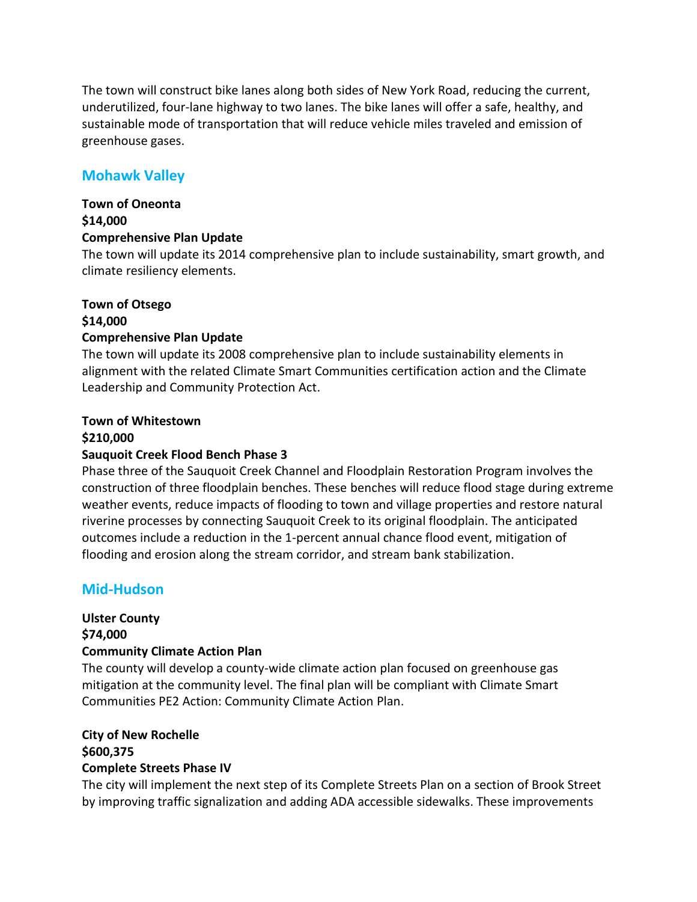The town will construct bike lanes along both sides of New York Road, reducing the current, underutilized, four-lane highway to two lanes. The bike lanes will offer a safe, healthy, and sustainable mode of transportation that will reduce vehicle miles traveled and emission of greenhouse gases.

## Mohawk Valley

**Town of Oneonta**
**$14,000**
**Comprehensive Plan Update**
The town will update its 2014 comprehensive plan to include sustainability, smart growth, and climate resiliency elements.

**Town of Otsego**
**$14,000**
**Comprehensive Plan Update**
The town will update its 2008 comprehensive plan to include sustainability elements in alignment with the related Climate Smart Communities certification action and the Climate Leadership and Community Protection Act.

**Town of Whitestown**
**$210,000**
**Sauquoit Creek Flood Bench Phase 3**
Phase three of the Sauquoit Creek Channel and Floodplain Restoration Program involves the construction of three floodplain benches. These benches will reduce flood stage during extreme weather events, reduce impacts of flooding to town and village properties and restore natural riverine processes by connecting Sauquoit Creek to its original floodplain. The anticipated outcomes include a reduction in the 1-percent annual chance flood event, mitigation of flooding and erosion along the stream corridor, and stream bank stabilization.

## Mid-Hudson

**Ulster County**
**$74,000**
**Community Climate Action Plan**
The county will develop a county-wide climate action plan focused on greenhouse gas mitigation at the community level. The final plan will be compliant with Climate Smart Communities PE2 Action: Community Climate Action Plan.

**City of New Rochelle**
**$600,375**
**Complete Streets Phase IV**
The city will implement the next step of its Complete Streets Plan on a section of Brook Street by improving traffic signalization and adding ADA accessible sidewalks. These improvements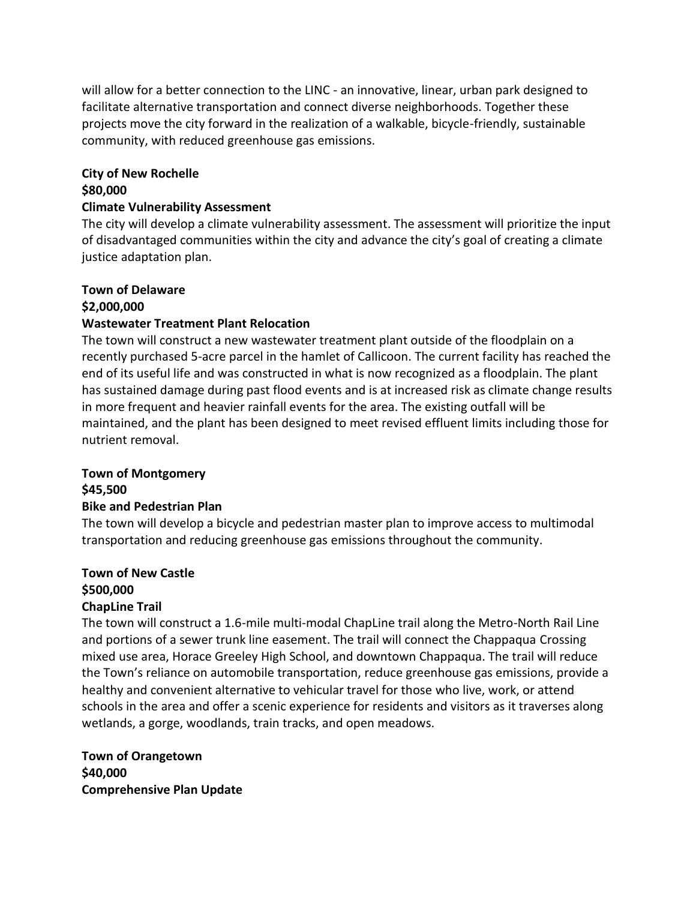will allow for a better connection to the LINC - an innovative, linear, urban park designed to facilitate alternative transportation and connect diverse neighborhoods. Together these projects move the city forward in the realization of a walkable, bicycle-friendly, sustainable community, with reduced greenhouse gas emissions.

**City of New Rochelle**
**$80,000**
**Climate Vulnerability Assessment**

The city will develop a climate vulnerability assessment. The assessment will prioritize the input of disadvantaged communities within the city and advance the city's goal of creating a climate justice adaptation plan.

**Town of Delaware**
**$2,000,000**
**Wastewater Treatment Plant Relocation**

The town will construct a new wastewater treatment plant outside of the floodplain on a recently purchased 5-acre parcel in the hamlet of Callicoon. The current facility has reached the end of its useful life and was constructed in what is now recognized as a floodplain. The plant has sustained damage during past flood events and is at increased risk as climate change results in more frequent and heavier rainfall events for the area. The existing outfall will be maintained, and the plant has been designed to meet revised effluent limits including those for nutrient removal.

**Town of Montgomery**
**$45,500**
**Bike and Pedestrian Plan**

The town will develop a bicycle and pedestrian master plan to improve access to multimodal transportation and reducing greenhouse gas emissions throughout the community.

**Town of New Castle**
**$500,000**
**ChapLine Trail**

The town will construct a 1.6-mile multi-modal ChapLine trail along the Metro-North Rail Line and portions of a sewer trunk line easement. The trail will connect the Chappaqua Crossing mixed use area, Horace Greeley High School, and downtown Chappaqua. The trail will reduce the Town's reliance on automobile transportation, reduce greenhouse gas emissions, provide a healthy and convenient alternative to vehicular travel for those who live, work, or attend schools in the area and offer a scenic experience for residents and visitors as it traverses along wetlands, a gorge, woodlands, train tracks, and open meadows.

**Town of Orangetown**
**$40,000**
**Comprehensive Plan Update**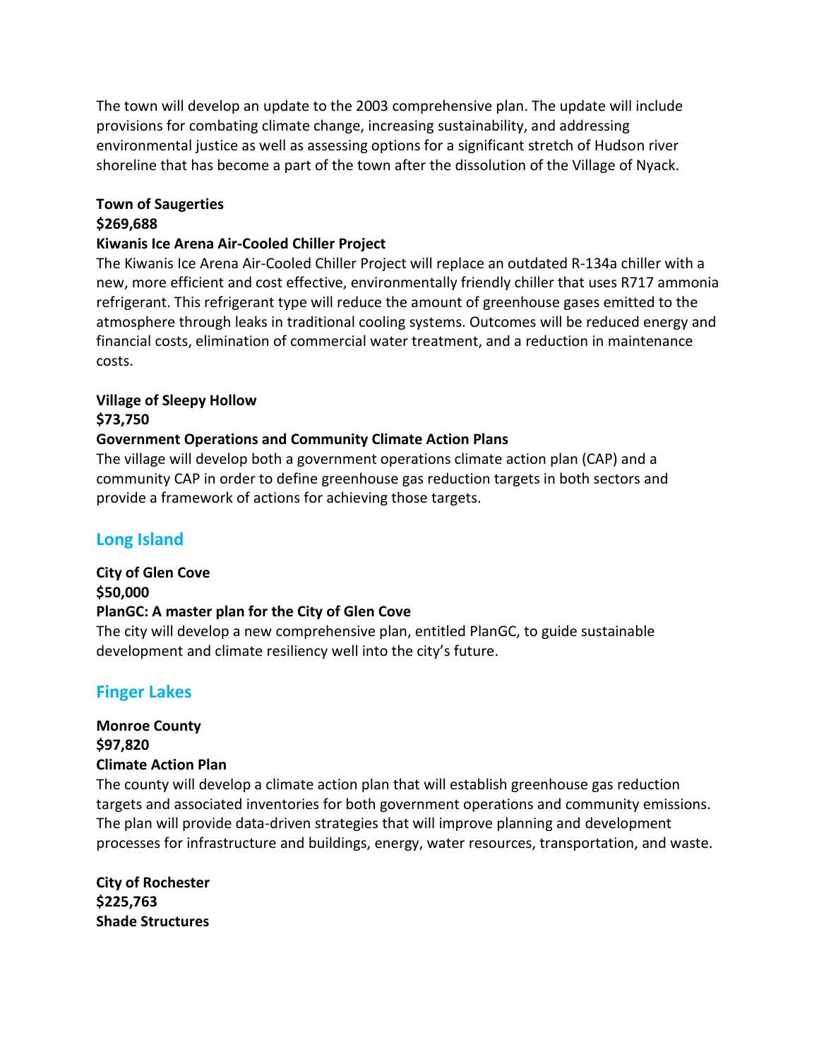The town will develop an update to the 2003 comprehensive plan. The update will include provisions for combating climate change, increasing sustainability, and addressing environmental justice as well as assessing options for a significant stretch of Hudson river shoreline that has become a part of the town after the dissolution of the Village of Nyack.

**Town of Saugerties**
**$269,688**
**Kiwanis Ice Arena Air-Cooled Chiller Project**
The Kiwanis Ice Arena Air-Cooled Chiller Project will replace an outdated R-134a chiller with a new, more efficient and cost effective, environmentally friendly chiller that uses R717 ammonia refrigerant. This refrigerant type will reduce the amount of greenhouse gases emitted to the atmosphere through leaks in traditional cooling systems. Outcomes will be reduced energy and financial costs, elimination of commercial water treatment, and a reduction in maintenance costs.

**Village of Sleepy Hollow**
**$73,750**
**Government Operations and Community Climate Action Plans**
The village will develop both a government operations climate action plan (CAP) and a community CAP in order to define greenhouse gas reduction targets in both sectors and provide a framework of actions for achieving those targets.

## Long Island

**City of Glen Cove**
**$50,000**
**PlanGC: A master plan for the City of Glen Cove**
The city will develop a new comprehensive plan, entitled PlanGC, to guide sustainable development and climate resiliency well into the city's future.

## Finger Lakes

**Monroe County**
**$97,820**
**Climate Action Plan**
The county will develop a climate action plan that will establish greenhouse gas reduction targets and associated inventories for both government operations and community emissions. The plan will provide data-driven strategies that will improve planning and development processes for infrastructure and buildings, energy, water resources, transportation, and waste.

**City of Rochester**
**$225,763**
**Shade Structures**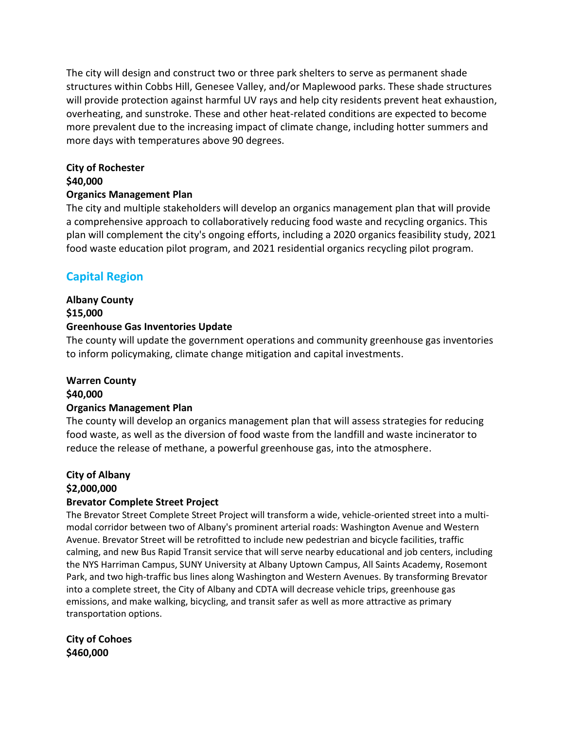The city will design and construct two or three park shelters to serve as permanent shade structures within Cobbs Hill, Genesee Valley, and/or Maplewood parks. These shade structures will provide protection against harmful UV rays and help city residents prevent heat exhaustion, overheating, and sunstroke. These and other heat-related conditions are expected to become more prevalent due to the increasing impact of climate change, including hotter summers and more days with temperatures above 90 degrees.

**City of Rochester**
**$40,000**
**Organics Management Plan**
The city and multiple stakeholders will develop an organics management plan that will provide a comprehensive approach to collaboratively reducing food waste and recycling organics. This plan will complement the city's ongoing efforts, including a 2020 organics feasibility study, 2021 food waste education pilot program, and 2021 residential organics recycling pilot program.

## Capital Region

**Albany County**
**$15,000**
**Greenhouse Gas Inventories Update**
The county will update the government operations and community greenhouse gas inventories to inform policymaking, climate change mitigation and capital investments.

**Warren County**
**$40,000**
**Organics Management Plan**
The county will develop an organics management plan that will assess strategies for reducing food waste, as well as the diversion of food waste from the landfill and waste incinerator to reduce the release of methane, a powerful greenhouse gas, into the atmosphere.

**City of Albany**
**$2,000,000**
**Brevator Complete Street Project**
The Brevator Street Complete Street Project will transform a wide, vehicle-oriented street into a multi-modal corridor between two of Albany's prominent arterial roads: Washington Avenue and Western Avenue. Brevator Street will be retrofitted to include new pedestrian and bicycle facilities, traffic calming, and new Bus Rapid Transit service that will serve nearby educational and job centers, including the NYS Harriman Campus, SUNY University at Albany Uptown Campus, All Saints Academy, Rosemont Park, and two high-traffic bus lines along Washington and Western Avenues. By transforming Brevator into a complete street, the City of Albany and CDTA will decrease vehicle trips, greenhouse gas emissions, and make walking, bicycling, and transit safer as well as more attractive as primary transportation options.

**City of Cohoes**
**$460,000**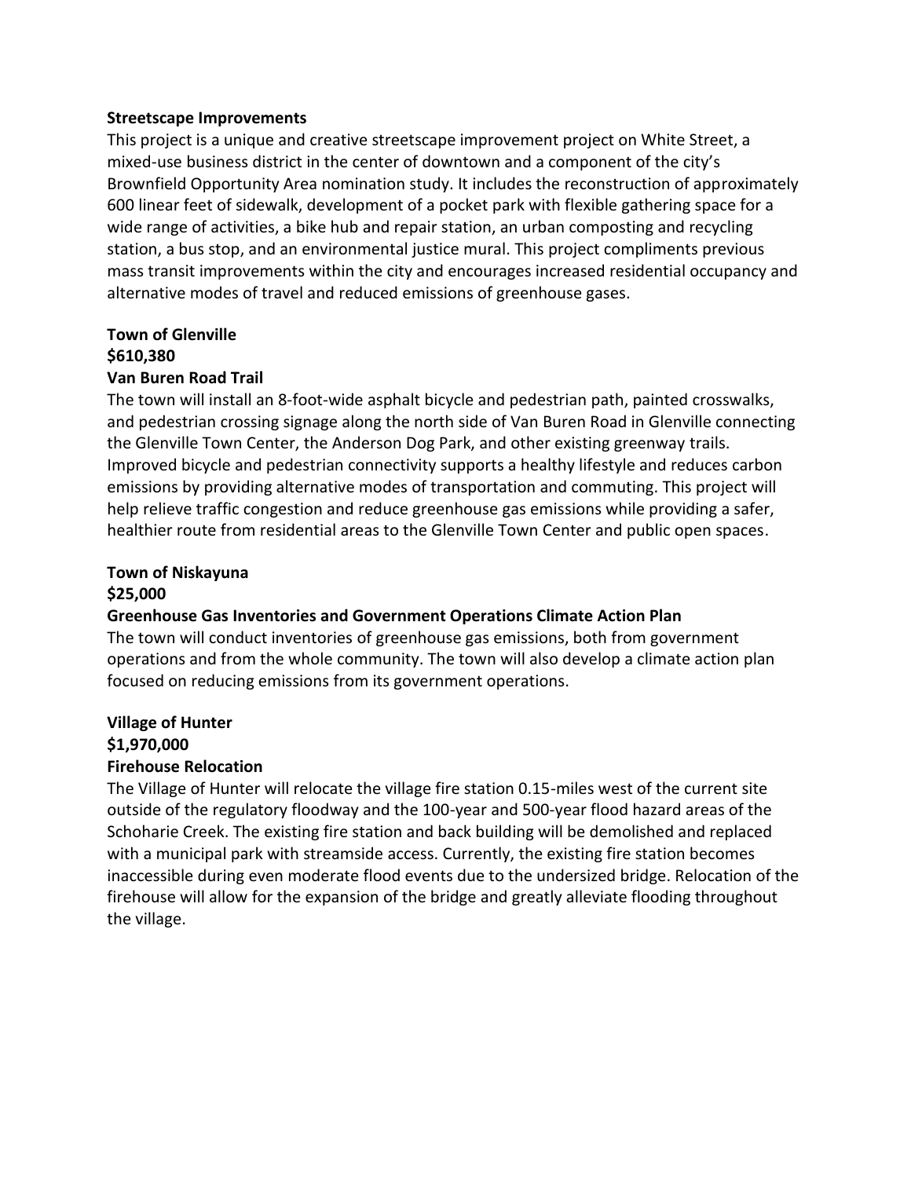**Streetscape Improvements**

This project is a unique and creative streetscape improvement project on White Street, a mixed-use business district in the center of downtown and a component of the city's Brownfield Opportunity Area nomination study. It includes the reconstruction of approximately 600 linear feet of sidewalk, development of a pocket park with flexible gathering space for a wide range of activities, a bike hub and repair station, an urban composting and recycling station, a bus stop, and an environmental justice mural. This project compliments previous mass transit improvements within the city and encourages increased residential occupancy and alternative modes of travel and reduced emissions of greenhouse gases.

**Town of Glenville**
**$610,380**
**Van Buren Road Trail**

The town will install an 8-foot-wide asphalt bicycle and pedestrian path, painted crosswalks, and pedestrian crossing signage along the north side of Van Buren Road in Glenville connecting the Glenville Town Center, the Anderson Dog Park, and other existing greenway trails. Improved bicycle and pedestrian connectivity supports a healthy lifestyle and reduces carbon emissions by providing alternative modes of transportation and commuting. This project will help relieve traffic congestion and reduce greenhouse gas emissions while providing a safer, healthier route from residential areas to the Glenville Town Center and public open spaces.

**Town of Niskayuna**
**$25,000**
**Greenhouse Gas Inventories and Government Operations Climate Action Plan**

The town will conduct inventories of greenhouse gas emissions, both from government operations and from the whole community. The town will also develop a climate action plan focused on reducing emissions from its government operations.

**Village of Hunter**
**$1,970,000**
**Firehouse Relocation**

The Village of Hunter will relocate the village fire station 0.15-miles west of the current site outside of the regulatory floodway and the 100-year and 500-year flood hazard areas of the Schoharie Creek. The existing fire station and back building will be demolished and replaced with a municipal park with streamside access. Currently, the existing fire station becomes inaccessible during even moderate flood events due to the undersized bridge. Relocation of the firehouse will allow for the expansion of the bridge and greatly alleviate flooding throughout the village.